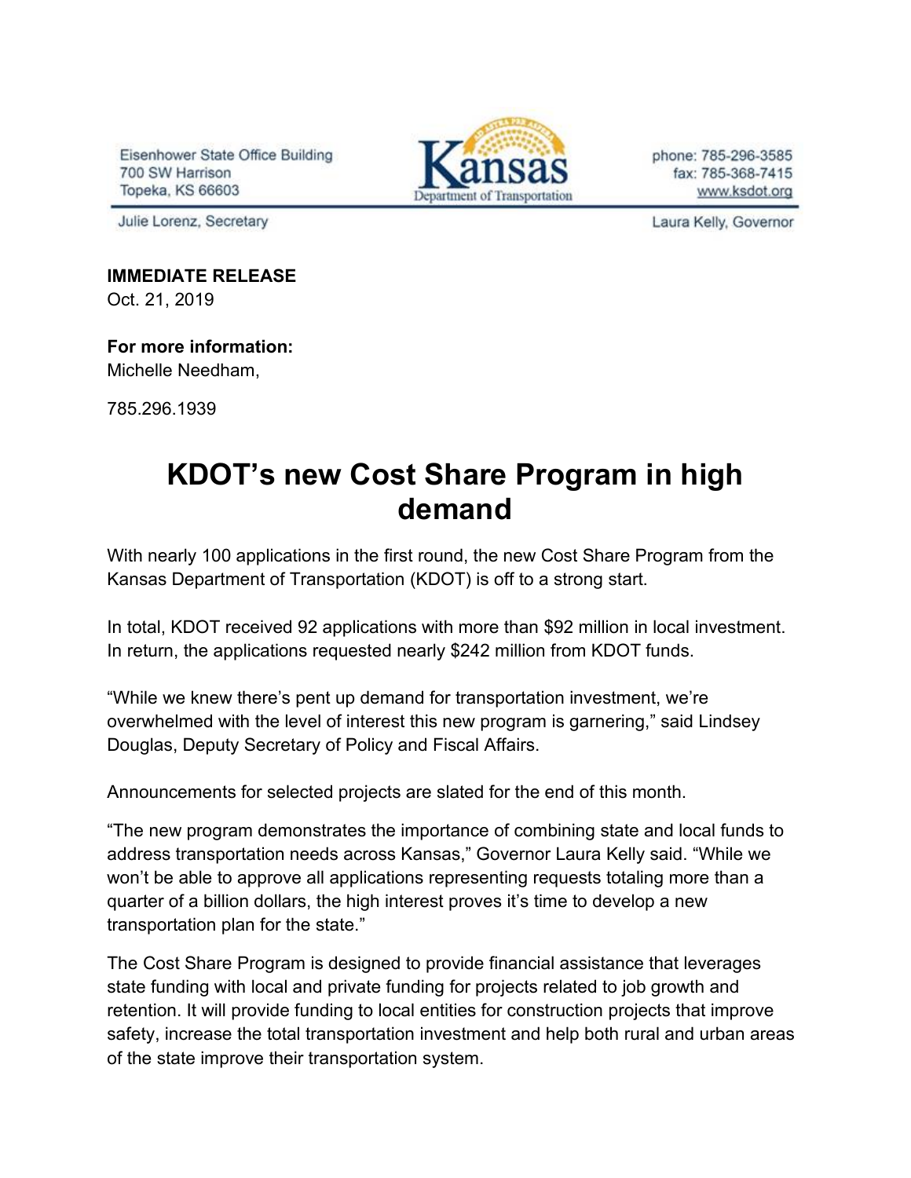Eisenhower State Office Building
700 SW Harrison
Topeka, KS 66603

Kansas Department of Transportation

phone: 785-296-3585
fax: 785-368-7415
www.ksdot.org

Julie Lorenz, Secretary

Laura Kelly, Governor

**IMMEDIATE RELEASE**
Oct. 21, 2019

**For more information:**
Michelle Needham,

785.296.1939

# KDOT's new Cost Share Program in high demand

With nearly 100 applications in the first round, the new Cost Share Program from the Kansas Department of Transportation (KDOT) is off to a strong start.

In total, KDOT received 92 applications with more than $92 million in local investment. In return, the applications requested nearly $242 million from KDOT funds.

"While we knew there's pent up demand for transportation investment, we're overwhelmed with the level of interest this new program is garnering," said Lindsey Douglas, Deputy Secretary of Policy and Fiscal Affairs.

Announcements for selected projects are slated for the end of this month.

"The new program demonstrates the importance of combining state and local funds to address transportation needs across Kansas," Governor Laura Kelly said. "While we won't be able to approve all applications representing requests totaling more than a quarter of a billion dollars, the high interest proves it's time to develop a new transportation plan for the state."

The Cost Share Program is designed to provide financial assistance that leverages state funding with local and private funding for projects related to job growth and retention. It will provide funding to local entities for construction projects that improve safety, increase the total transportation investment and help both rural and urban areas of the state improve their transportation system.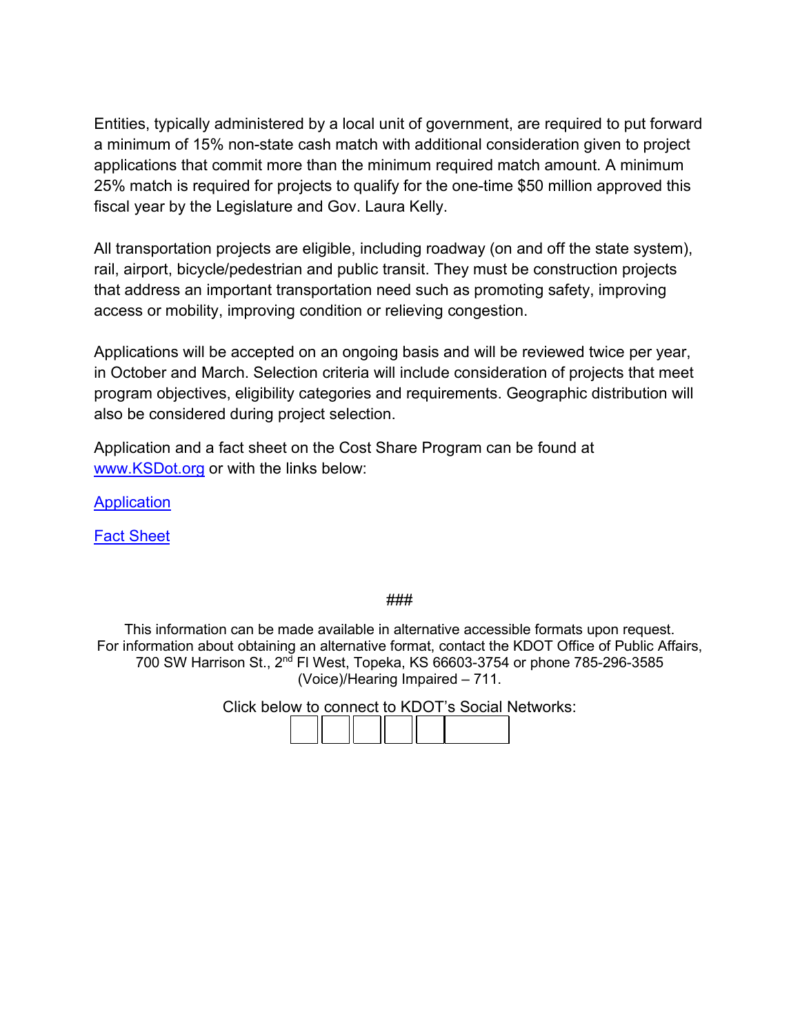Entities, typically administered by a local unit of government, are required to put forward a minimum of 15% non-state cash match with additional consideration given to project applications that commit more than the minimum required match amount. A minimum 25% match is required for projects to qualify for the one-time $50 million approved this fiscal year by the Legislature and Gov. Laura Kelly.

All transportation projects are eligible, including roadway (on and off the state system), rail, airport, bicycle/pedestrian and public transit. They must be construction projects that address an important transportation need such as promoting safety, improving access or mobility, improving condition or relieving congestion.

Applications will be accepted on an ongoing basis and will be reviewed twice per year, in October and March. Selection criteria will include consideration of projects that meet program objectives, eligibility categories and requirements. Geographic distribution will also be considered during project selection.

Application and a fact sheet on the Cost Share Program can be found at www.KSDot.org or with the links below:

Application

Fact Sheet

###

This information can be made available in alternative accessible formats upon request. For information about obtaining an alternative format, contact the KDOT Office of Public Affairs, 700 SW Harrison St., 2nd Fl West, Topeka, KS 66603-3754 or phone 785-296-3585 (Voice)/Hearing Impaired – 711.

Click below to connect to KDOT's Social Networks: